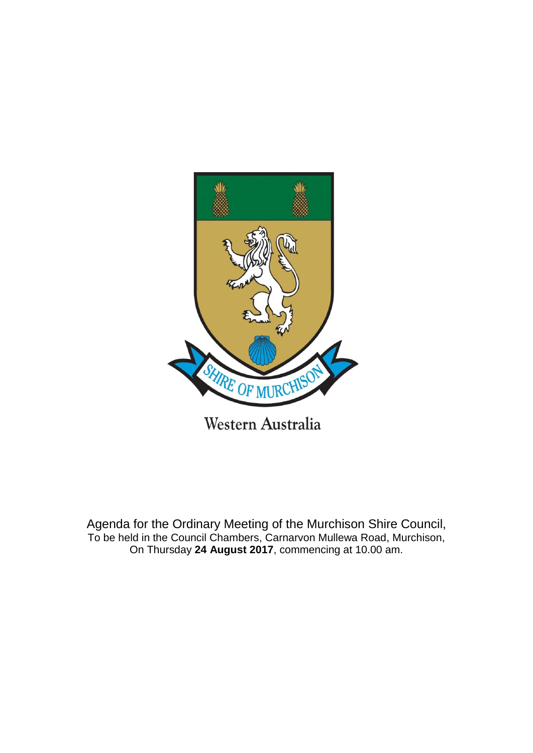SHIRE OF MURCHISON

Western Australia

Agenda for the Ordinary Meeting of the Murchison Shire Council,
To be held in the Council Chambers, Carnarvon Mullewa Road, Murchison,
On Thursday **24 August 2017**, commencing at 10.00 am.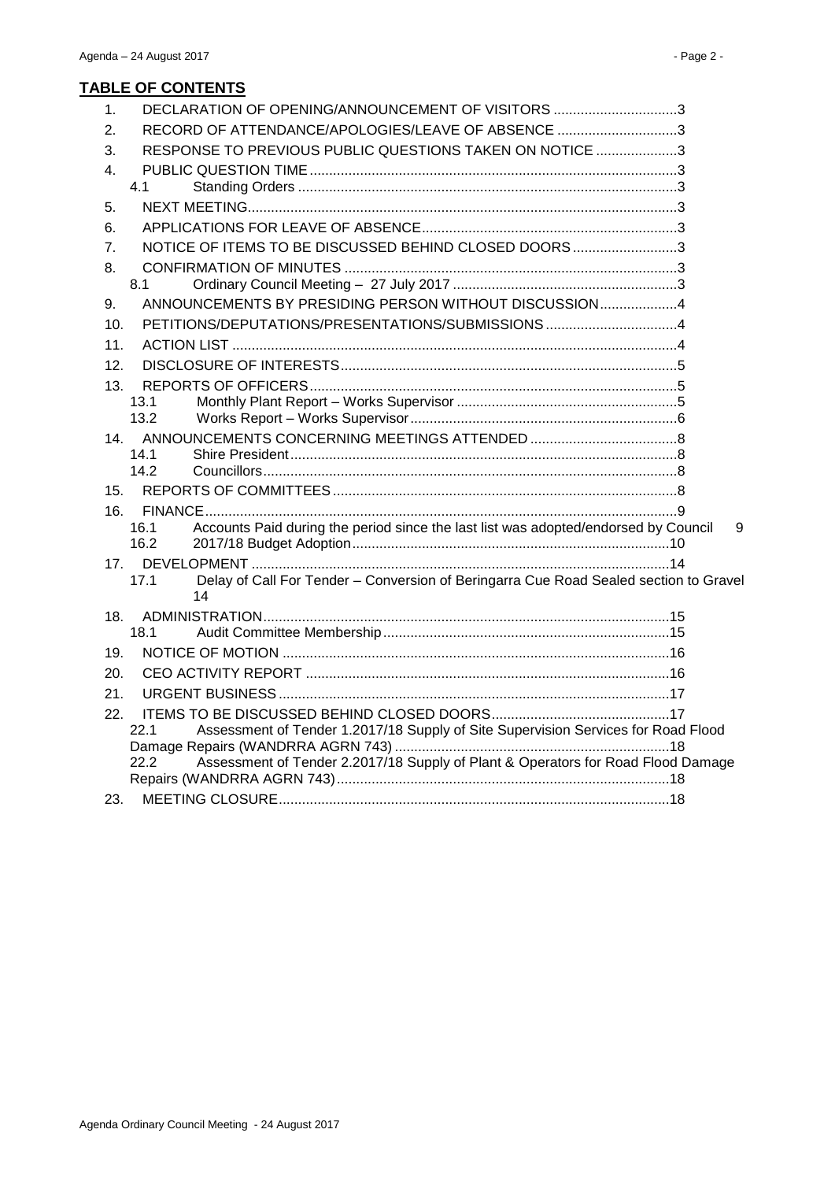## TABLE OF CONTENTS

1. DECLARATION OF OPENING/ANNOUNCEMENT OF VISITORS ................................3
2. RECORD OF ATTENDANCE/APOLOGIES/LEAVE OF ABSENCE ...............................3
3. RESPONSE TO PREVIOUS PUBLIC QUESTIONS TAKEN ON NOTICE .....................3
4. PUBLIC QUESTION TIME ..............................................................................................3
   - 4.1 Standing Orders .................................................................................................3
5. NEXT MEETING..............................................................................................................3
6. APPLICATIONS FOR LEAVE OF ABSENCE.................................................................3
7. NOTICE OF ITEMS TO BE DISCUSSED BEHIND CLOSED DOORS...........................3
8. CONFIRMATION OF MINUTES .....................................................................................3
   - 8.1 Ordinary Council Meeting – 27 July 2017 ..........................................................3
9. ANNOUNCEMENTS BY PRESIDING PERSON WITHOUT DISCUSSION....................4
10. PETITIONS/DEPUTATIONS/PRESENTATIONS/SUBMISSIONS ..................................4
11. ACTION LIST ..................................................................................................................4
12. DISCLOSURE OF INTERESTS......................................................................................5
13. REPORTS OF OFFICERS..............................................................................................5
    - 13.1 Monthly Plant Report – Works Supervisor .........................................................5
    - 13.2 Works Report – Works Supervisor ....................................................................6
14. ANNOUNCEMENTS CONCERNING MEETINGS ATTENDED ......................................8
    - 14.1 Shire President...................................................................................................8
    - 14.2 Councillors..........................................................................................................8
15. REPORTS OF COMMITTEES ........................................................................................8
16. FINANCE.........................................................................................................................9
    - 16.1 Accounts Paid during the period since the last list was adopted/endorsed by Council 9
    - 16.2 2017/18 Budget Adoption.................................................................................10
17. DEVELOPMENT ...........................................................................................................14
    - 17.1 Delay of Call For Tender – Conversion of Beringarra Cue Road Sealed section to Gravel 14
18. ADMINISTRATION........................................................................................................15
    - 18.1 Audit Committee Membership.........................................................................15
19. NOTICE OF MOTION ...................................................................................................16
20. CEO ACTIVITY REPORT .............................................................................................16
21. URGENT BUSINESS ....................................................................................................17
22. ITEMS TO BE DISCUSSED BEHIND CLOSED DOORS..............................................17
    - 22.1 Assessment of Tender 1.2017/18 Supply of Site Supervision Services for Road Flood Damage Repairs (WANDRRA AGRN 743) .......................................................................18
    - 22.2 Assessment of Tender 2.2017/18 Supply of Plant & Operators for Road Flood Damage Repairs (WANDRRA AGRN 743) .....................................................................................18
23. MEETING CLOSURE....................................................................................................18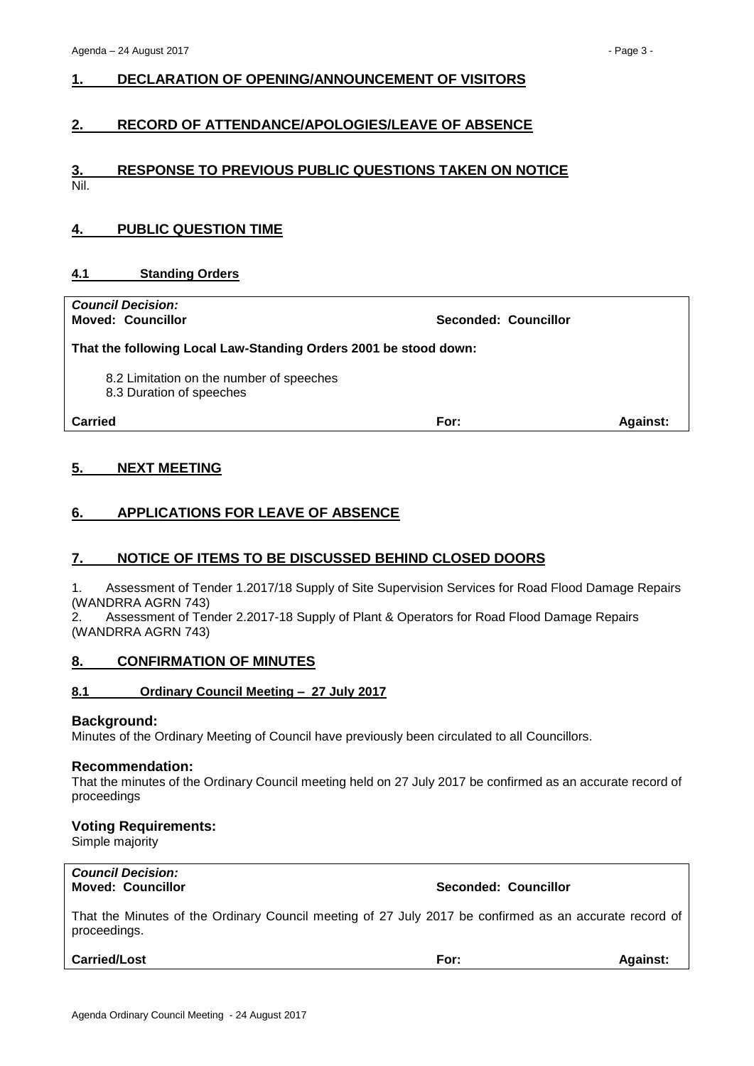## 1. DECLARATION OF OPENING/ANNOUNCEMENT OF VISITORS

## 2. RECORD OF ATTENDANCE/APOLOGIES/LEAVE OF ABSENCE

## 3. RESPONSE TO PREVIOUS PUBLIC QUESTIONS TAKEN ON NOTICE

Nil.

## 4. PUBLIC QUESTION TIME

### 4.1 Standing Orders

| ***Council Decision:*** **Moved: Councillor** | **Seconded: Councillor** | |
|---|---|---|
| **That the following Local Law-Standing Orders 2001 be stood down:** 8.2 Limitation on the number of speeches; 8.3 Duration of speeches | | |
| **Carried** | **For:** | **Against:** |

## 5. NEXT MEETING

## 6. APPLICATIONS FOR LEAVE OF ABSENCE

## 7. NOTICE OF ITEMS TO BE DISCUSSED BEHIND CLOSED DOORS

1. Assessment of Tender 1.2017/18 Supply of Site Supervision Services for Road Flood Damage Repairs (WANDRRA AGRN 743)
2. Assessment of Tender 2.2017-18 Supply of Plant & Operators for Road Flood Damage Repairs (WANDRRA AGRN 743)

## 8. CONFIRMATION OF MINUTES

### 8.1 Ordinary Council Meeting – 27 July 2017

**Background:**

Minutes of the Ordinary Meeting of Council have previously been circulated to all Councillors.

**Recommendation:**

That the minutes of the Ordinary Council meeting held on 27 July 2017 be confirmed as an accurate record of proceedings

**Voting Requirements:**

Simple majority

| ***Council Decision:*** **Moved: Councillor** | **Seconded: Councillor** | |
|---|---|---|
| That the Minutes of the Ordinary Council meeting of 27 July 2017 be confirmed as an accurate record of proceedings. | | |
| **Carried/Lost** | **For:** | **Against:** |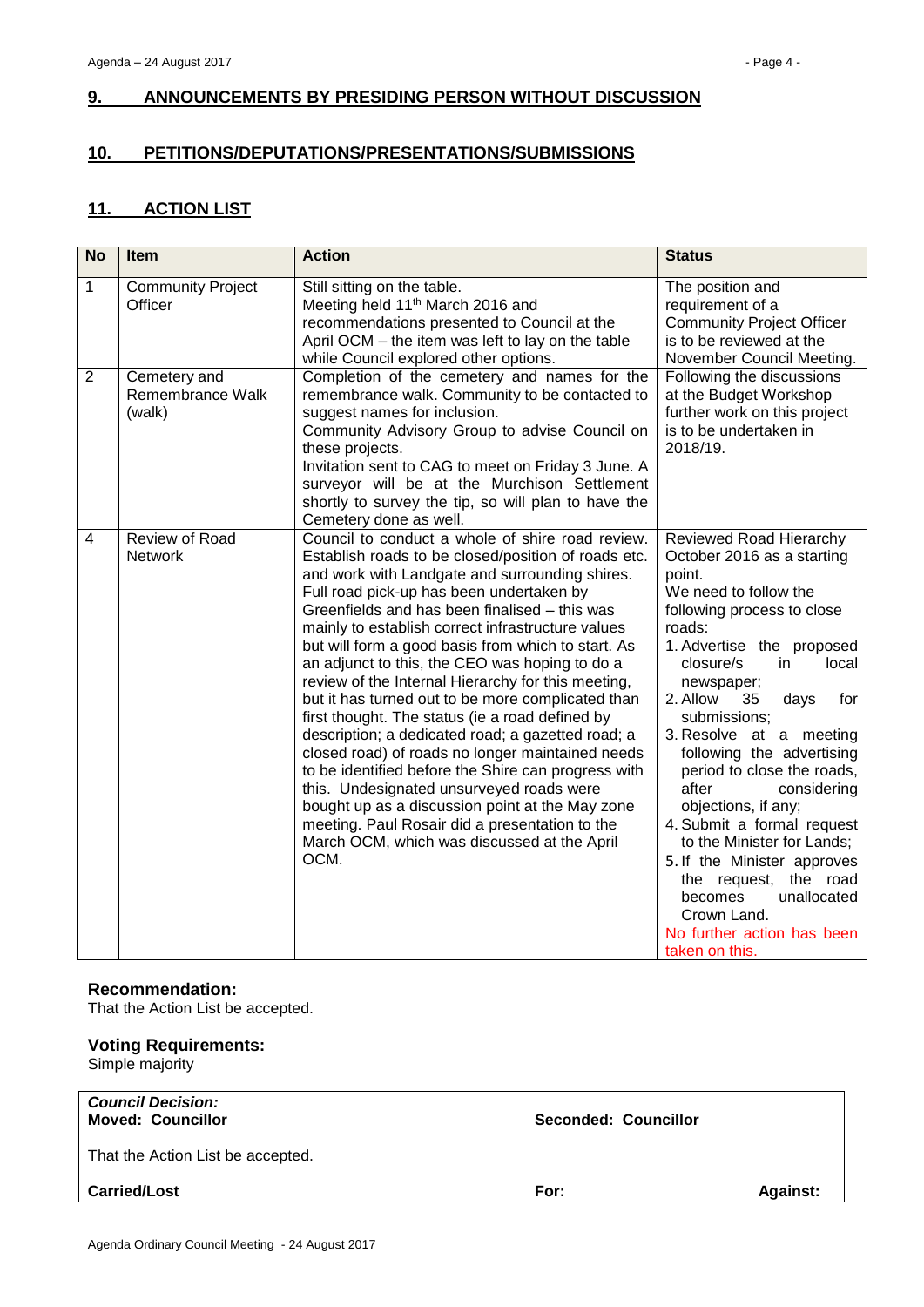## 9. ANNOUNCEMENTS BY PRESIDING PERSON WITHOUT DISCUSSION

## 10. PETITIONS/DEPUTATIONS/PRESENTATIONS/SUBMISSIONS

## 11. ACTION LIST

| No | Item | Action | Status |
|---|---|---|---|
| 1 | Community Project Officer | Still sitting on the table.<br>Meeting held 11th March 2016 and recommendations presented to Council at the April OCM – the item was left to lay on the table while Council explored other options. | The position and requirement of a Community Project Officer is to be reviewed at the November Council Meeting. |
| 2 | Cemetery and Remembrance Walk (walk) | Completion of the cemetery and names for the remembrance walk. Community to be contacted to suggest names for inclusion.<br>Community Advisory Group to advise Council on these projects.<br>Invitation sent to CAG to meet on Friday 3 June. A surveyor will be at the Murchison Settlement shortly to survey the tip, so will plan to have the Cemetery done as well. | Following the discussions at the Budget Workshop further work on this project is to be undertaken in 2018/19. |
| 4 | Review of Road Network | Council to conduct a whole of shire road review. Establish roads to be closed/position of roads etc. and work with Landgate and surrounding shires. Full road pick-up has been undertaken by Greenfields and has been finalised – this was mainly to establish correct infrastructure values but will form a good basis from which to start. As an adjunct to this, the CEO was hoping to do a review of the Internal Hierarchy for this meeting, but it has turned out to be more complicated than first thought. The status (ie a road defined by description; a dedicated road; a gazetted road; a closed road) of roads no longer maintained needs to be identified before the Shire can progress with this. Undesignated unsurveyed roads were bought up as a discussion point at the May zone meeting. Paul Rosair did a presentation to the March OCM, which was discussed at the April OCM. | Reviewed Road Hierarchy October 2016 as a starting point.<br>We need to follow the following process to close roads:<br>1. Advertise the proposed closure/s in local newspaper;<br>2. Allow 35 days for submissions;<br>3. Resolve at a meeting following the advertising period to close the roads, after considering objections, if any;<br>4. Submit a formal request to the Minister for Lands;<br>5. If the Minister approves the request, the road becomes unallocated Crown Land.<br>No further action has been taken on this. |

**Recommendation:**
That the Action List be accepted.

**Voting Requirements:**
Simple majority

| ***Council Decision:***<br>**Moved: Councillor** | **Seconded: Councillor** | |
|---|---|---|
| That the Action List be accepted. | | |
| **Carried/Lost** | **For:** | **Against:** |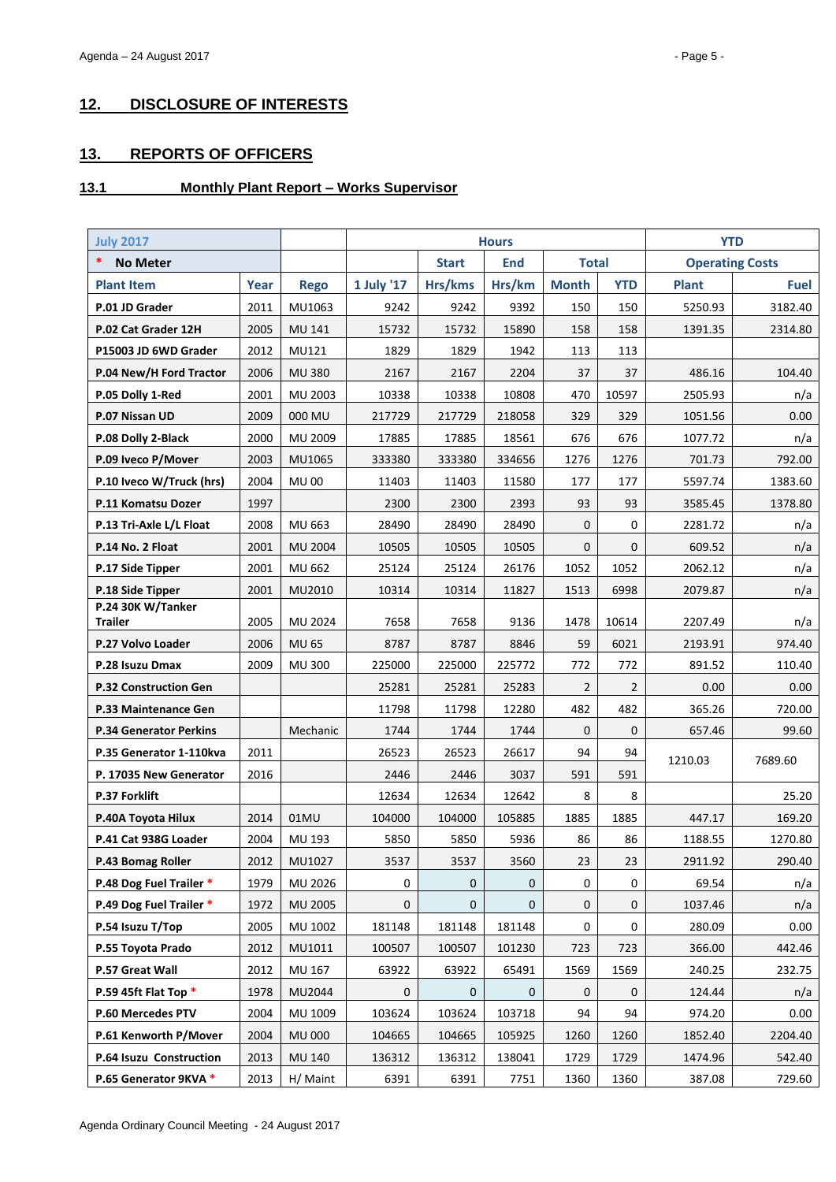## 12. DISCLOSURE OF INTERESTS

## 13. REPORTS OF OFFICERS

### 13.1 Monthly Plant Report – Works Supervisor

| July 2017 | | | Hours | | | | | YTD | |
|---|---|---|---|---|---|---|---|---|---|
| * No Meter | | | | Start | End | Total | | Operating Costs | |
| Plant Item | Year | Rego | 1 July '17 | Hrs/kms | Hrs/km | Month | YTD | Plant | Fuel |
| P.01 JD Grader | 2011 | MU1063 | 9242 | 9242 | 9392 | 150 | 150 | 5250.93 | 3182.40 |
| P.02 Cat Grader 12H | 2005 | MU 141 | 15732 | 15732 | 15890 | 158 | 158 | 1391.35 | 2314.80 |
| P15003 JD 6WD Grader | 2012 | MU121 | 1829 | 1829 | 1942 | 113 | 113 | | |
| P.04 New/H Ford Tractor | 2006 | MU 380 | 2167 | 2167 | 2204 | 37 | 37 | 486.16 | 104.40 |
| P.05 Dolly 1-Red | 2001 | MU 2003 | 10338 | 10338 | 10808 | 470 | 10597 | 2505.93 | n/a |
| P.07 Nissan UD | 2009 | 000 MU | 217729 | 217729 | 218058 | 329 | 329 | 1051.56 | 0.00 |
| P.08 Dolly 2-Black | 2000 | MU 2009 | 17885 | 17885 | 18561 | 676 | 676 | 1077.72 | n/a |
| P.09 Iveco P/Mover | 2003 | MU1065 | 333380 | 333380 | 334656 | 1276 | 1276 | 701.73 | 792.00 |
| P.10 Iveco W/Truck (hrs) | 2004 | MU 00 | 11403 | 11403 | 11580 | 177 | 177 | 5597.74 | 1383.60 |
| P.11 Komatsu Dozer | 1997 | | 2300 | 2300 | 2393 | 93 | 93 | 3585.45 | 1378.80 |
| P.13 Tri-Axle L/L Float | 2008 | MU 663 | 28490 | 28490 | 28490 | 0 | 0 | 2281.72 | n/a |
| P.14 No. 2 Float | 2001 | MU 2004 | 10505 | 10505 | 10505 | 0 | 0 | 609.52 | n/a |
| P.17 Side Tipper | 2001 | MU 662 | 25124 | 25124 | 26176 | 1052 | 1052 | 2062.12 | n/a |
| P.18 Side Tipper | 2001 | MU2010 | 10314 | 10314 | 11827 | 1513 | 6998 | 2079.87 | n/a |
| P.24 30K W/Tanker Trailer | 2005 | MU 2024 | 7658 | 7658 | 9136 | 1478 | 10614 | 2207.49 | n/a |
| P.27 Volvo Loader | 2006 | MU 65 | 8787 | 8787 | 8846 | 59 | 6021 | 2193.91 | 974.40 |
| P.28 Isuzu Dmax | 2009 | MU 300 | 225000 | 225000 | 225772 | 772 | 772 | 891.52 | 110.40 |
| P.32 Construction Gen | | | 25281 | 25281 | 25283 | 2 | 2 | 0.00 | 0.00 |
| P.33 Maintenance Gen | | | 11798 | 11798 | 12280 | 482 | 482 | 365.26 | 720.00 |
| P.34 Generator Perkins | | Mechanic | 1744 | 1744 | 1744 | 0 | 0 | 657.46 | 99.60 |
| P.35 Generator 1-110kva | 2011 | | 26523 | 26523 | 26617 | 94 | 94 | 1210.03 | 7689.60 |
| P. 17035 New Generator | 2016 | | 2446 | 2446 | 3037 | 591 | 591 | | |
| P.37 Forklift | | | 12634 | 12634 | 12642 | 8 | 8 | | 25.20 |
| P.40A Toyota Hilux | 2014 | 01MU | 104000 | 104000 | 105885 | 1885 | 1885 | 447.17 | 169.20 |
| P.41 Cat 938G Loader | 2004 | MU 193 | 5850 | 5850 | 5936 | 86 | 86 | 1188.55 | 1270.80 |
| P.43 Bomag Roller | 2012 | MU1027 | 3537 | 3537 | 3560 | 23 | 23 | 2911.92 | 290.40 |
| P.48 Dog Fuel Trailer * | 1979 | MU 2026 | 0 | 0 | 0 | 0 | 0 | 69.54 | n/a |
| P.49 Dog Fuel Trailer * | 1972 | MU 2005 | 0 | 0 | 0 | 0 | 0 | 1037.46 | n/a |
| P.54 Isuzu T/Top | 2005 | MU 1002 | 181148 | 181148 | 181148 | 0 | 0 | 280.09 | 0.00 |
| P.55 Toyota Prado | 2012 | MU1011 | 100507 | 100507 | 101230 | 723 | 723 | 366.00 | 442.46 |
| P.57 Great Wall | 2012 | MU 167 | 63922 | 63922 | 65491 | 1569 | 1569 | 240.25 | 232.75 |
| P.59 45ft Flat Top * | 1978 | MU2044 | 0 | 0 | 0 | 0 | 0 | 124.44 | n/a |
| P.60 Mercedes PTV | 2004 | MU 1009 | 103624 | 103624 | 103718 | 94 | 94 | 974.20 | 0.00 |
| P.61 Kenworth P/Mover | 2004 | MU 000 | 104665 | 104665 | 105925 | 1260 | 1260 | 1852.40 | 2204.40 |
| P.64 Isuzu Construction | 2013 | MU 140 | 136312 | 136312 | 138041 | 1729 | 1729 | 1474.96 | 542.40 |
| P.65 Generator 9KVA * | 2013 | H/ Maint | 6391 | 6391 | 7751 | 1360 | 1360 | 387.08 | 729.60 |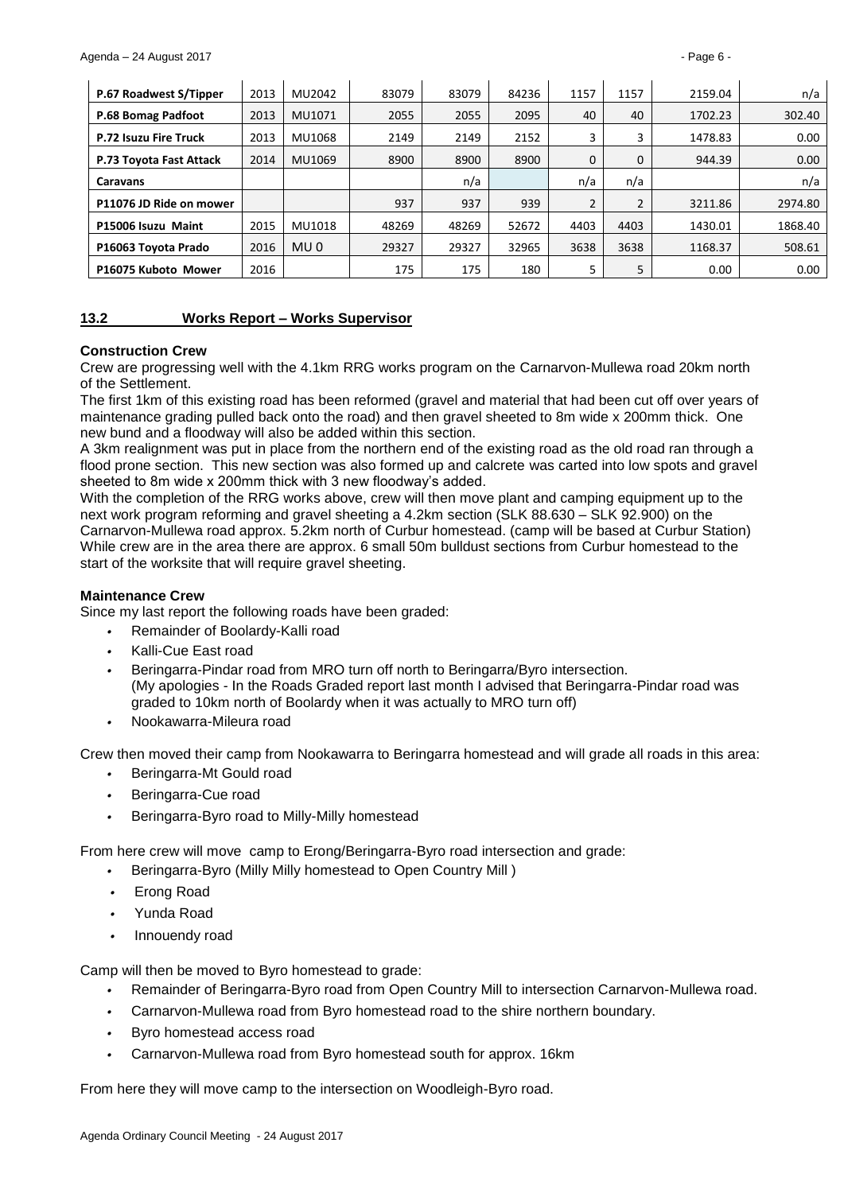| P.67 Roadwest S/Tipper | 2013 | MU2042 | 83079 | 83079 | 84236 | 1157 | 1157 | 2159.04 | n/a |
|---|---|---|---|---|---|---|---|---|---|
| P.68 Bomag Padfoot | 2013 | MU1071 | 2055 | 2055 | 2095 | 40 | 40 | 1702.23 | 302.40 |
| P.72 Isuzu Fire Truck | 2013 | MU1068 | 2149 | 2149 | 2152 | 3 | 3 | 1478.83 | 0.00 |
| P.73 Toyota Fast Attack | 2014 | MU1069 | 8900 | 8900 | 8900 | 0 | 0 | 944.39 | 0.00 |
| Caravans | | | | n/a | | n/a | n/a | | n/a |
| P11076 JD Ride on mower | | | 937 | 937 | 939 | 2 | 2 | 3211.86 | 2974.80 |
| P15006 Isuzu Maint | 2015 | MU1018 | 48269 | 48269 | 52672 | 4403 | 4403 | 1430.01 | 1868.40 |
| P16063 Toyota Prado | 2016 | MU 0 | 29327 | 29327 | 32965 | 3638 | 3638 | 1168.37 | 508.61 |
| P16075 Kuboto Mower | 2016 | | 175 | 175 | 180 | 5 | 5 | 0.00 | 0.00 |

## 13.2 Works Report – Works Supervisor

**Construction Crew**

Crew are progressing well with the 4.1km RRG works program on the Carnarvon-Mullewa road 20km north of the Settlement.

The first 1km of this existing road has been reformed (gravel and material that had been cut off over years of maintenance grading pulled back onto the road) and then gravel sheeted to 8m wide x 200mm thick. One new bund and a floodway will also be added within this section.

A 3km realignment was put in place from the northern end of the existing road as the old road ran through a flood prone section. This new section was also formed up and calcrete was carted into low spots and gravel sheeted to 8m wide x 200mm thick with 3 new floodway's added.

With the completion of the RRG works above, crew will then move plant and camping equipment up to the next work program reforming and gravel sheeting a 4.2km section (SLK 88.630 – SLK 92.900) on the Carnarvon-Mullewa road approx. 5.2km north of Curbur homestead. (camp will be based at Curbur Station)

While crew are in the area there are approx. 6 small 50m bulldust sections from Curbur homestead to the start of the worksite that will require gravel sheeting.

**Maintenance Crew**

Since my last report the following roads have been graded:

- Remainder of Boolardy-Kalli road
- Kalli-Cue East road
- Beringarra-Pindar road from MRO turn off north to Beringarra/Byro intersection.
  (My apologies - In the Roads Graded report last month I advised that Beringarra-Pindar road was graded to 10km north of Boolardy when it was actually to MRO turn off)
- Nookawarra-Mileura road

Crew then moved their camp from Nookawarra to Beringarra homestead and will grade all roads in this area:

- Beringarra-Mt Gould road
- Beringarra-Cue road
- Beringarra-Byro road to Milly-Milly homestead

From here crew will move camp to Erong/Beringarra-Byro road intersection and grade:

- Beringarra-Byro (Milly Milly homestead to Open Country Mill )
- Erong Road
- Yunda Road
- Innouendy road

Camp will then be moved to Byro homestead to grade:

- Remainder of Beringarra-Byro road from Open Country Mill to intersection Carnarvon-Mullewa road.
- Carnarvon-Mullewa road from Byro homestead road to the shire northern boundary.
- Byro homestead access road
- Carnarvon-Mullewa road from Byro homestead south for approx. 16km

From here they will move camp to the intersection on Woodleigh-Byro road.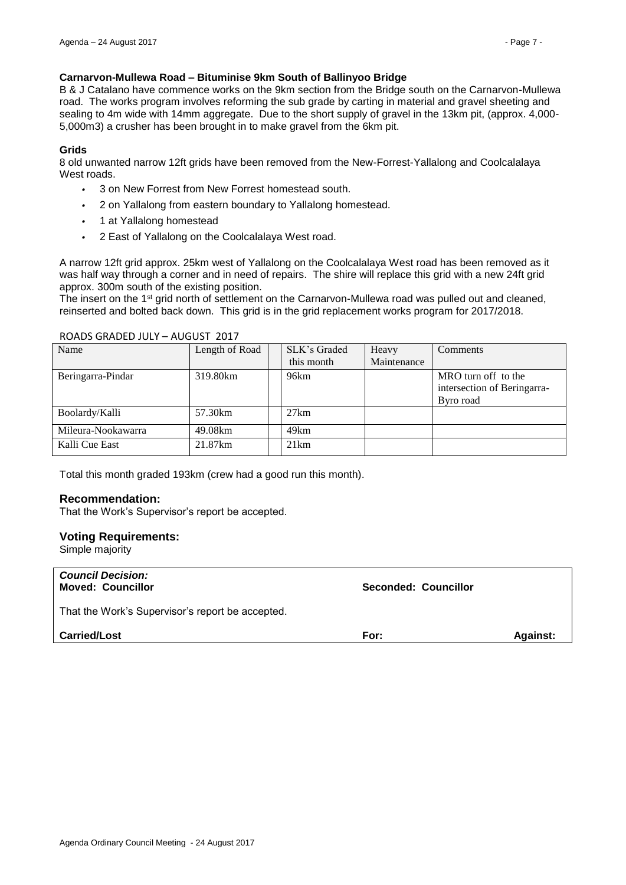**Carnarvon-Mullewa Road – Bituminise 9km South of Ballinyoo Bridge**

B & J Catalano have commence works on the 9km section from the Bridge south on the Carnarvon-Mullewa road. The works program involves reforming the sub grade by carting in material and gravel sheeting and sealing to 4m wide with 14mm aggregate. Due to the short supply of gravel in the 13km pit, (approx. 4,000-5,000m3) a crusher has been brought in to make gravel from the 6km pit.

**Grids**

8 old unwanted narrow 12ft grids have been removed from the New-Forrest-Yallalong and Coolcalalaya West roads.

- 3 on New Forrest from New Forrest homestead south.
- 2 on Yallalong from eastern boundary to Yallalong homestead.
- 1 at Yallalong homestead
- 2 East of Yallalong on the Coolcalalaya West road.

A narrow 12ft grid approx. 25km west of Yallalong on the Coolcalalaya West road has been removed as it was half way through a corner and in need of repairs. The shire will replace this grid with a new 24ft grid approx. 300m south of the existing position.

The insert on the 1st grid north of settlement on the Carnarvon-Mullewa road was pulled out and cleaned, reinserted and bolted back down. This grid is in the grid replacement works program for 2017/2018.

ROADS GRADED JULY – AUGUST 2017

| Name | Length of Road | SLK's Graded this month | Heavy Maintenance | Comments |
|---|---|---|---|---|
| Beringarra-Pindar | 319.80km | 96km | | MRO turn off to the intersection of Beringarra-Byro road |
| Boolardy/Kalli | 57.30km | 27km | | |
| Mileura-Nookawarra | 49.08km | 49km | | |
| Kalli Cue East | 21.87km | 21km | | |

Total this month graded 193km (crew had a good run this month).

## Recommendation:

That the Work's Supervisor's report be accepted.

## Voting Requirements:

Simple majority

| ***Council Decision:*** | | |
|---|---|---|
| **Moved: Councillor** | **Seconded: Councillor** | |
| That the Work's Supervisor's report be accepted. | | |
| **Carried/Lost** | **For:** | **Against:** |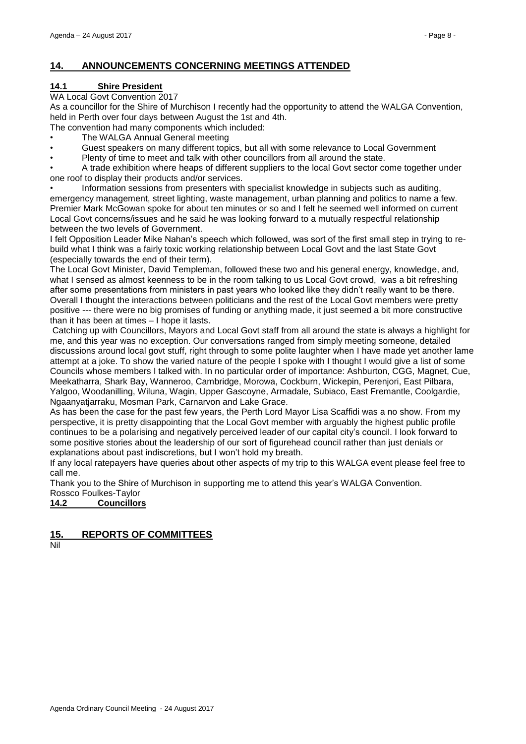## 14. ANNOUNCEMENTS CONCERNING MEETINGS ATTENDED

### 14.1 Shire President

WA Local Govt Convention 2017

As a councillor for the Shire of Murchison I recently had the opportunity to attend the WALGA Convention, held in Perth over four days between August the 1st and 4th.

The convention had many components which included:

- The WALGA Annual General meeting
- Guest speakers on many different topics, but all with some relevance to Local Government
- Plenty of time to meet and talk with other councillors from all around the state.
- A trade exhibition where heaps of different suppliers to the local Govt sector come together under one roof to display their products and/or services.
- Information sessions from presenters with specialist knowledge in subjects such as auditing, emergency management, street lighting, waste management, urban planning and politics to name a few.

Premier Mark McGowan spoke for about ten minutes or so and I felt he seemed well informed on current Local Govt concerns/issues and he said he was looking forward to a mutually respectful relationship between the two levels of Government.

I felt Opposition Leader Mike Nahan's speech which followed, was sort of the first small step in trying to re-build what I think was a fairly toxic working relationship between Local Govt and the last State Govt (especially towards the end of their term).

The Local Govt Minister, David Templeman, followed these two and his general energy, knowledge, and, what I sensed as almost keenness to be in the room talking to us Local Govt crowd, was a bit refreshing after some presentations from ministers in past years who looked like they didn't really want to be there. Overall I thought the interactions between politicians and the rest of the Local Govt members were pretty positive --- there were no big promises of funding or anything made, it just seemed a bit more constructive than it has been at times – I hope it lasts.

Catching up with Councillors, Mayors and Local Govt staff from all around the state is always a highlight for me, and this year was no exception. Our conversations ranged from simply meeting someone, detailed discussions around local govt stuff, right through to some polite laughter when I have made yet another lame attempt at a joke. To show the varied nature of the people I spoke with I thought I would give a list of some Councils whose members I talked with. In no particular order of importance: Ashburton, CGG, Magnet, Cue, Meekatharra, Shark Bay, Wanneroo, Cambridge, Morowa, Cockburn, Wickepin, Perenjori, East Pilbara, Yalgoo, Woodanilling, Wiluna, Wagin, Upper Gascoyne, Armadale, Subiaco, East Fremantle, Coolgardie, Ngaanyatjarraku, Mosman Park, Carnarvon and Lake Grace.

As has been the case for the past few years, the Perth Lord Mayor Lisa Scaffidi was a no show. From my perspective, it is pretty disappointing that the Local Govt member with arguably the highest public profile continues to be a polarising and negatively perceived leader of our capital city's council. I look forward to some positive stories about the leadership of our sort of figurehead council rather than just denials or explanations about past indiscretions, but I won't hold my breath.

If any local ratepayers have queries about other aspects of my trip to this WALGA event please feel free to call me.

Thank you to the Shire of Murchison in supporting me to attend this year's WALGA Convention.

Rossco Foulkes-Taylor

### 14.2 Councillors

## 15. REPORTS OF COMMITTEES

Nil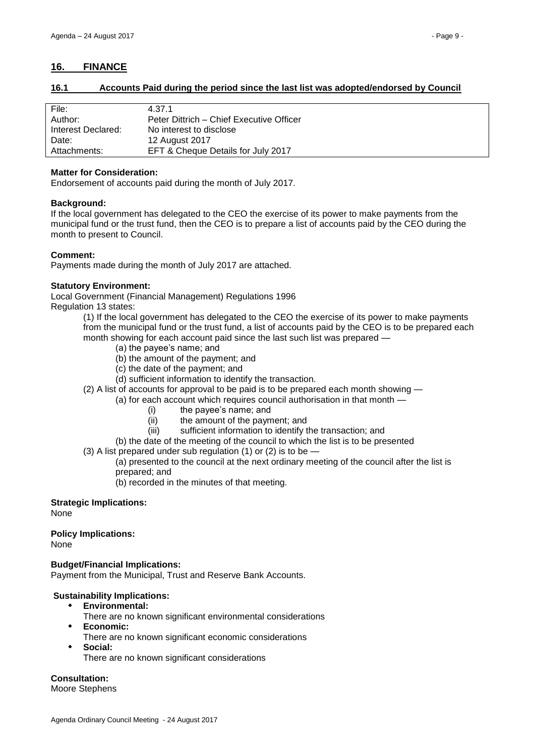## 16. FINANCE

### 16.1 Accounts Paid during the period since the last list was adopted/endorsed by Council

| | |
|---|---|
| File: | 4.37.1 |
| Author: | Peter Dittrich – Chief Executive Officer |
| Interest Declared: | No interest to disclose |
| Date: | 12 August 2017 |
| Attachments: | EFT & Cheque Details for July 2017 |

**Matter for Consideration:**
Endorsement of accounts paid during the month of July 2017.

**Background:**
If the local government has delegated to the CEO the exercise of its power to make payments from the municipal fund or the trust fund, then the CEO is to prepare a list of accounts paid by the CEO during the month to present to Council.

**Comment:**
Payments made during the month of July 2017 are attached.

**Statutory Environment:**
Local Government (Financial Management) Regulations 1996
Regulation 13 states:

(1) If the local government has delegated to the CEO the exercise of its power to make payments from the municipal fund or the trust fund, a list of accounts paid by the CEO is to be prepared each month showing for each account paid since the last such list was prepared —

- (a) the payee's name; and
- (b) the amount of the payment; and
- (c) the date of the payment; and
- (d) sufficient information to identify the transaction.

(2) A list of accounts for approval to be paid is to be prepared each month showing —

- (a) for each account which requires council authorisation in that month —
  - (i) the payee's name; and
  - (ii) the amount of the payment; and
  - (iii) sufficient information to identify the transaction; and
- (b) the date of the meeting of the council to which the list is to be presented

(3) A list prepared under sub regulation (1) or (2) is to be —

- (a) presented to the council at the next ordinary meeting of the council after the list is prepared; and
- (b) recorded in the minutes of that meeting.

**Strategic Implications:**
None

**Policy Implications:**
None

**Budget/Financial Implications:**
Payment from the Municipal, Trust and Reserve Bank Accounts.

**Sustainability Implications:**

- **Environmental:**
  There are no known significant environmental considerations
- **Economic:**
  There are no known significant economic considerations
- **Social:**
  There are no known significant considerations

**Consultation:**
Moore Stephens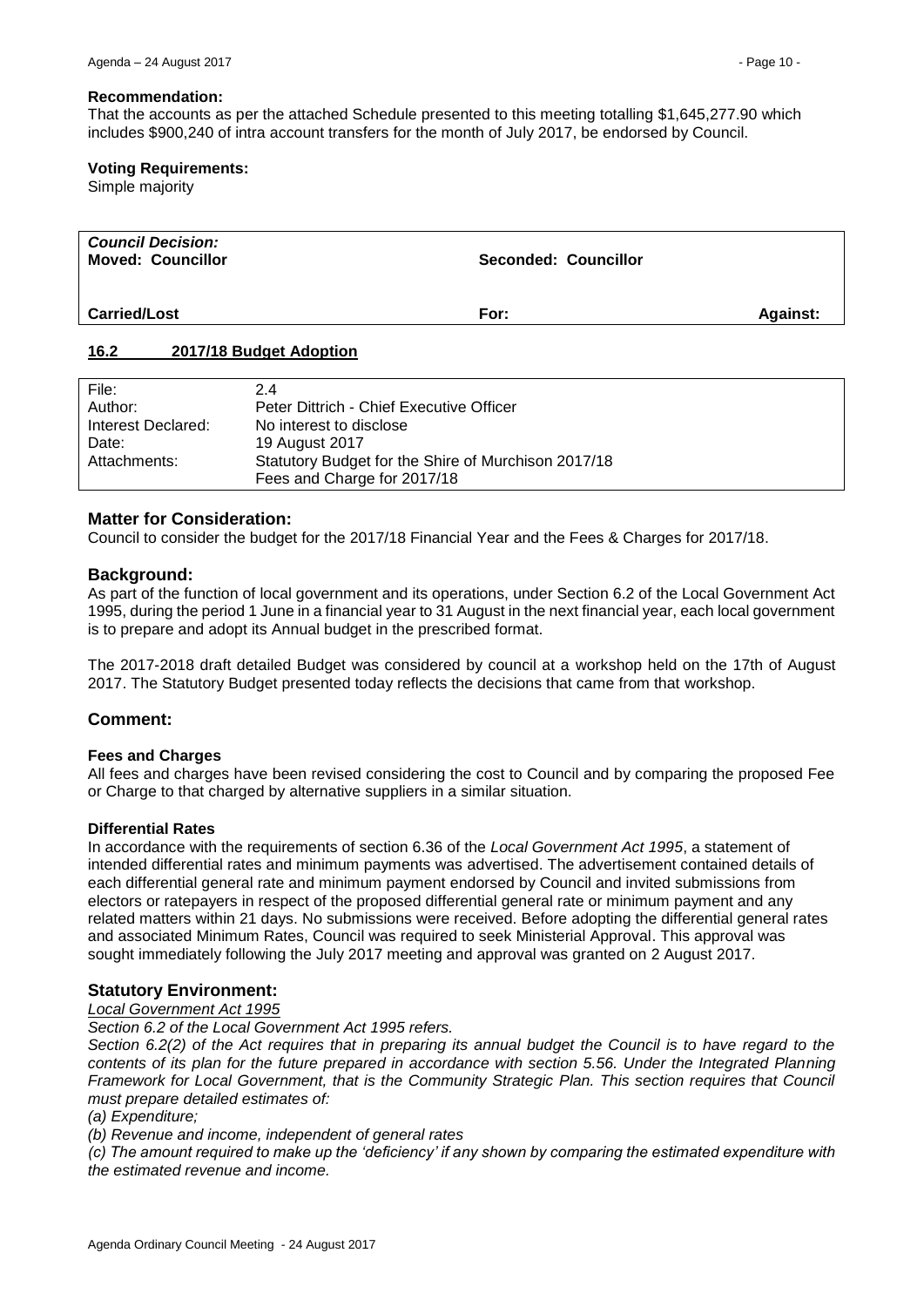**Recommendation:**

That the accounts as per the attached Schedule presented to this meeting totalling $1,645,277.90 which includes $900,240 of intra account transfers for the month of July 2017, be endorsed by Council.

**Voting Requirements:**

Simple majority

| *Council Decision:* **Moved: Councillor** | **Seconded: Councillor** | |
|---|---|---|
| **Carried/Lost** | **For:** | **Against:** |

## 16.2 2017/18 Budget Adoption

| | |
|---|---|
| File: | 2.4 |
| Author: | Peter Dittrich - Chief Executive Officer |
| Interest Declared: | No interest to disclose |
| Date: | 19 August 2017 |
| Attachments: | Statutory Budget for the Shire of Murchison 2017/18<br>Fees and Charge for 2017/18 |

### Matter for Consideration:

Council to consider the budget for the 2017/18 Financial Year and the Fees & Charges for 2017/18.

### Background:

As part of the function of local government and its operations, under Section 6.2 of the Local Government Act 1995, during the period 1 June in a financial year to 31 August in the next financial year, each local government is to prepare and adopt its Annual budget in the prescribed format.

The 2017-2018 draft detailed Budget was considered by council at a workshop held on the 17th of August 2017. The Statutory Budget presented today reflects the decisions that came from that workshop.

### Comment:

**Fees and Charges**

All fees and charges have been revised considering the cost to Council and by comparing the proposed Fee or Charge to that charged by alternative suppliers in a similar situation.

**Differential Rates**

In accordance with the requirements of section 6.36 of the *Local Government Act 1995*, a statement of intended differential rates and minimum payments was advertised. The advertisement contained details of each differential general rate and minimum payment endorsed by Council and invited submissions from electors or ratepayers in respect of the proposed differential general rate or minimum payment and any related matters within 21 days. No submissions were received. Before adopting the differential general rates and associated Minimum Rates, Council was required to seek Ministerial Approval. This approval was sought immediately following the July 2017 meeting and approval was granted on 2 August 2017.

### Statutory Environment:

*Local Government Act 1995*

*Section 6.2 of the Local Government Act 1995 refers.*

*Section 6.2(2) of the Act requires that in preparing its annual budget the Council is to have regard to the contents of its plan for the future prepared in accordance with section 5.56. Under the Integrated Planning Framework for Local Government, that is the Community Strategic Plan. This section requires that Council must prepare detailed estimates of:*

*(a) Expenditure;*

*(b) Revenue and income, independent of general rates*

*(c) The amount required to make up the 'deficiency' if any shown by comparing the estimated expenditure with the estimated revenue and income.*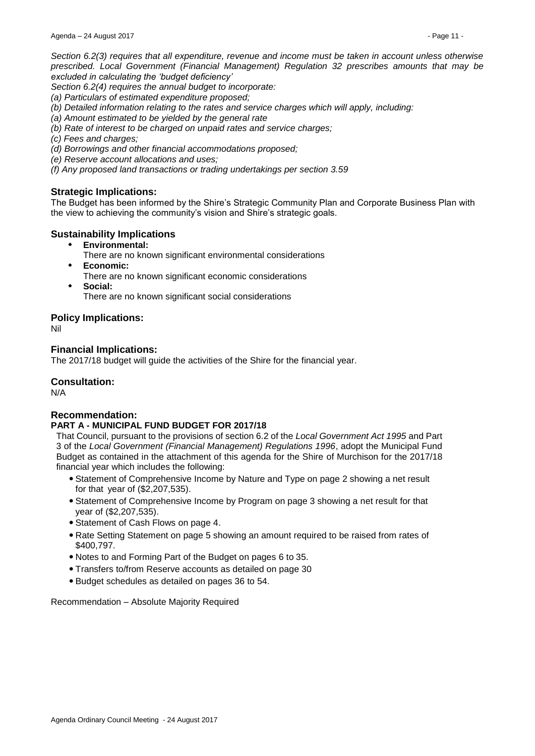*Section 6.2(3) requires that all expenditure, revenue and income must be taken in account unless otherwise prescribed. Local Government (Financial Management) Regulation 32 prescribes amounts that may be excluded in calculating the 'budget deficiency'*

*Section 6.2(4) requires the annual budget to incorporate:*

*(a) Particulars of estimated expenditure proposed;*

*(b) Detailed information relating to the rates and service charges which will apply, including:*

*(a) Amount estimated to be yielded by the general rate*

*(b) Rate of interest to be charged on unpaid rates and service charges;*

*(c) Fees and charges;*

*(d) Borrowings and other financial accommodations proposed;*

*(e) Reserve account allocations and uses;*

*(f) Any proposed land transactions or trading undertakings per section 3.59*

## Strategic Implications:

The Budget has been informed by the Shire's Strategic Community Plan and Corporate Business Plan with the view to achieving the community's vision and Shire's strategic goals.

## Sustainability Implications

- **Environmental:**
  There are no known significant environmental considerations
- **Economic:**
  There are no known significant economic considerations
- **Social:**
  There are no known significant social considerations

## Policy Implications:

Nil

## Financial Implications:

The 2017/18 budget will guide the activities of the Shire for the financial year.

## Consultation:

N/A

## Recommendation:

**PART A - MUNICIPAL FUND BUDGET FOR 2017/18**

That Council, pursuant to the provisions of section 6.2 of the *Local Government Act 1995* and Part 3 of the *Local Government (Financial Management) Regulations 1996*, adopt the Municipal Fund Budget as contained in the attachment of this agenda for the Shire of Murchison for the 2017/18 financial year which includes the following:

- Statement of Comprehensive Income by Nature and Type on page 2 showing a net result for that year of ($2,207,535).
- Statement of Comprehensive Income by Program on page 3 showing a net result for that year of ($2,207,535).
- Statement of Cash Flows on page 4.
- Rate Setting Statement on page 5 showing an amount required to be raised from rates of $400,797.
- Notes to and Forming Part of the Budget on pages 6 to 35.
- Transfers to/from Reserve accounts as detailed on page 30
- Budget schedules as detailed on pages 36 to 54.

Recommendation – Absolute Majority Required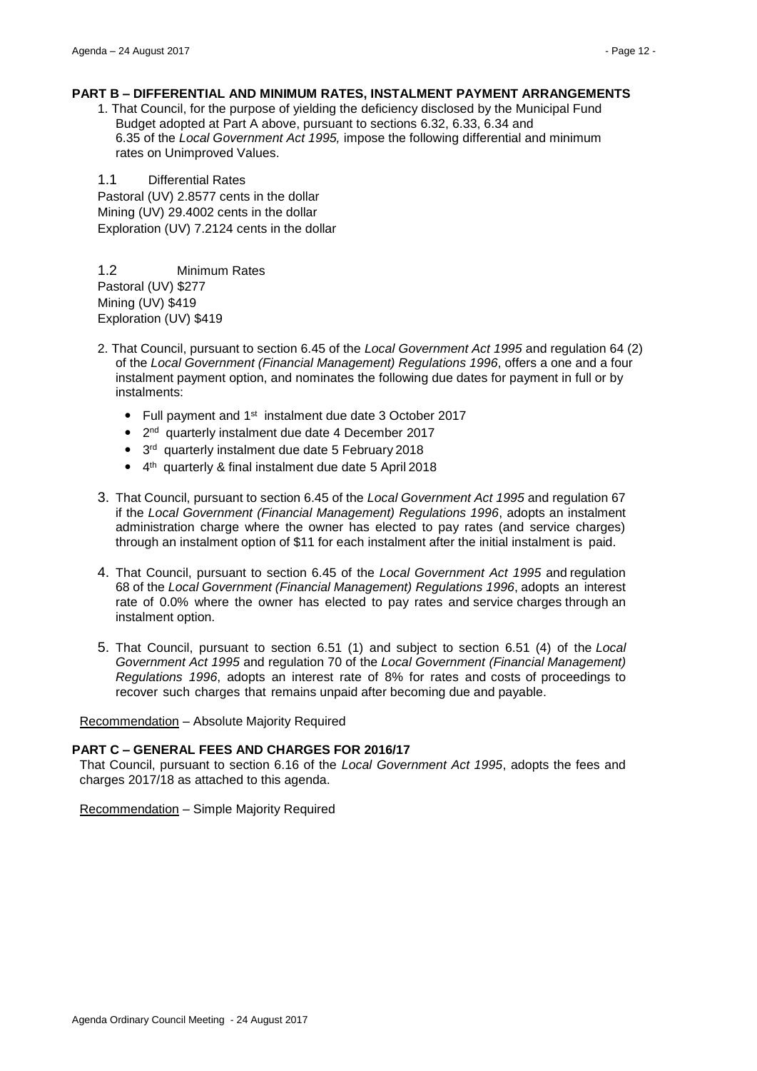### PART B – DIFFERENTIAL AND MINIMUM RATES, INSTALMENT PAYMENT ARRANGEMENTS

1. That Council, for the purpose of yielding the deficiency disclosed by the Municipal Fund Budget adopted at Part A above, pursuant to sections 6.32, 6.33, 6.34 and 6.35 of the *Local Government Act 1995,* impose the following differential and minimum rates on Unimproved Values.

1.1 Differential Rates

Pastoral (UV) 2.8577 cents in the dollar
Mining (UV) 29.4002 cents in the dollar
Exploration (UV) 7.2124 cents in the dollar

1.2 Minimum Rates

Pastoral (UV) $277
Mining (UV) $419
Exploration (UV) $419

2. That Council, pursuant to section 6.45 of the *Local Government Act 1995* and regulation 64 (2) of the *Local Government (Financial Management) Regulations 1996*, offers a one and a four instalment payment option, and nominates the following due dates for payment in full or by instalments:
   - Full payment and 1st instalment due date 3 October 2017
   - 2nd quarterly instalment due date 4 December 2017
   - 3rd quarterly instalment due date 5 February 2018
   - 4th quarterly & final instalment due date 5 April 2018

3. That Council, pursuant to section 6.45 of the *Local Government Act 1995* and regulation 67 if the *Local Government (Financial Management) Regulations 1996*, adopts an instalment administration charge where the owner has elected to pay rates (and service charges) through an instalment option of $11 for each instalment after the initial instalment is paid.

4. That Council, pursuant to section 6.45 of the *Local Government Act 1995* and regulation 68 of the *Local Government (Financial Management) Regulations 1996*, adopts an interest rate of 0.0% where the owner has elected to pay rates and service charges through an instalment option.

5. That Council, pursuant to section 6.51 (1) and subject to section 6.51 (4) of the *Local Government Act 1995* and regulation 70 of the *Local Government (Financial Management) Regulations 1996*, adopts an interest rate of 8% for rates and costs of proceedings to recover such charges that remains unpaid after becoming due and payable.

Recommendation – Absolute Majority Required

### PART C – GENERAL FEES AND CHARGES FOR 2016/17

That Council, pursuant to section 6.16 of the *Local Government Act 1995*, adopts the fees and charges 2017/18 as attached to this agenda.

Recommendation – Simple Majority Required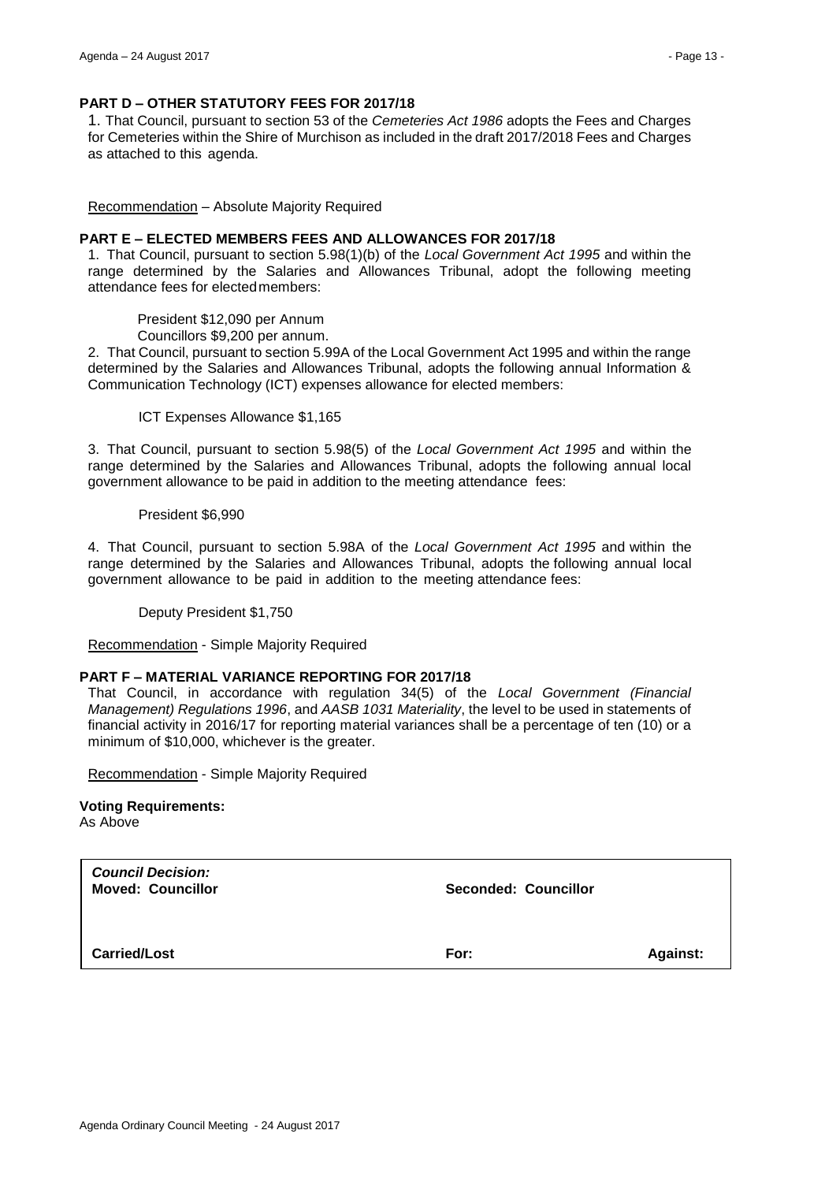**PART D – OTHER STATUTORY FEES FOR 2017/18**

1. That Council, pursuant to section 53 of the *Cemeteries Act 1986* adopts the Fees and Charges for Cemeteries within the Shire of Murchison as included in the draft 2017/2018 Fees and Charges as attached to this agenda.

<u>Recommendation</u> – Absolute Majority Required

**PART E – ELECTED MEMBERS FEES AND ALLOWANCES FOR 2017/18**

1. That Council, pursuant to section 5.98(1)(b) of the *Local Government Act 1995* and within the range determined by the Salaries and Allowances Tribunal, adopt the following meeting attendance fees for elected members:

   President $12,090 per Annum
   Councillors $9,200 per annum.

2. That Council, pursuant to section 5.99A of the Local Government Act 1995 and within the range determined by the Salaries and Allowances Tribunal, adopts the following annual Information & Communication Technology (ICT) expenses allowance for elected members:

   ICT Expenses Allowance $1,165

3. That Council, pursuant to section 5.98(5) of the *Local Government Act 1995* and within the range determined by the Salaries and Allowances Tribunal, adopts the following annual local government allowance to be paid in addition to the meeting attendance fees:

   President $6,990

4. That Council, pursuant to section 5.98A of the *Local Government Act 1995* and within the range determined by the Salaries and Allowances Tribunal, adopts the following annual local government allowance to be paid in addition to the meeting attendance fees:

   Deputy President $1,750

<u>Recommendation</u> - Simple Majority Required

**PART F – MATERIAL VARIANCE REPORTING FOR 2017/18**

That Council, in accordance with regulation 34(5) of the *Local Government (Financial Management) Regulations 1996*, and *AASB 1031 Materiality*, the level to be used in statements of financial activity in 2016/17 for reporting material variances shall be a percentage of ten (10) or a minimum of $10,000, whichever is the greater.

<u>Recommendation</u> - Simple Majority Required

**Voting Requirements:**
As Above

| ***Council Decision:*** **Moved: Councillor** | **Seconded: Councillor** | |
|---|---|---|
| **Carried/Lost** | **For:** | **Against:** |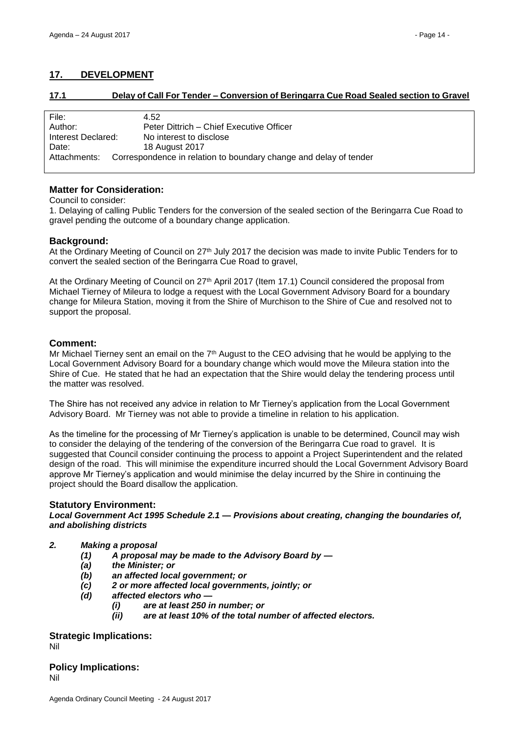## 17. DEVELOPMENT

### 17.1 Delay of Call For Tender – Conversion of Beringarra Cue Road Sealed section to Gravel

| | |
|---|---|
| File: | 4.52 |
| Author: | Peter Dittrich – Chief Executive Officer |
| Interest Declared: | No interest to disclose |
| Date: | 18 August 2017 |
| Attachments: | Correspondence in relation to boundary change and delay of tender |

#### Matter for Consideration:

Council to consider:

1. Delaying of calling Public Tenders for the conversion of the sealed section of the Beringarra Cue Road to gravel pending the outcome of a boundary change application.

#### Background:

At the Ordinary Meeting of Council on 27th July 2017 the decision was made to invite Public Tenders for to convert the sealed section of the Beringarra Cue Road to gravel,

At the Ordinary Meeting of Council on 27th April 2017 (Item 17.1) Council considered the proposal from Michael Tierney of Mileura to lodge a request with the Local Government Advisory Board for a boundary change for Mileura Station, moving it from the Shire of Murchison to the Shire of Cue and resolved not to support the proposal.

#### Comment:

Mr Michael Tierney sent an email on the 7th August to the CEO advising that he would be applying to the Local Government Advisory Board for a boundary change which would move the Mileura station into the Shire of Cue. He stated that he had an expectation that the Shire would delay the tendering process until the matter was resolved.

The Shire has not received any advice in relation to Mr Tierney's application from the Local Government Advisory Board. Mr Tierney was not able to provide a timeline in relation to his application.

As the timeline for the processing of Mr Tierney's application is unable to be determined, Council may wish to consider the delaying of the tendering of the conversion of the Beringarra Cue road to gravel. It is suggested that Council consider continuing the process to appoint a Project Superintendent and the related design of the road. This will minimise the expenditure incurred should the Local Government Advisory Board approve Mr Tierney's application and would minimise the delay incurred by the Shire in continuing the project should the Board disallow the application.

#### Statutory Environment:

***Local Government Act 1995 Schedule 2.1 — Provisions about creating, changing the boundaries of, and abolishing districts***

***2. Making a proposal***

- ***(1) A proposal may be made to the Advisory Board by —***
- ***(a) the Minister; or***
- ***(b) an affected local government; or***
- ***(c) 2 or more affected local governments, jointly; or***
- ***(d) affected electors who —***
    - ***(i) are at least 250 in number; or***
    - ***(ii) are at least 10% of the total number of affected electors.***

#### Strategic Implications:

Nil

#### Policy Implications:

Nil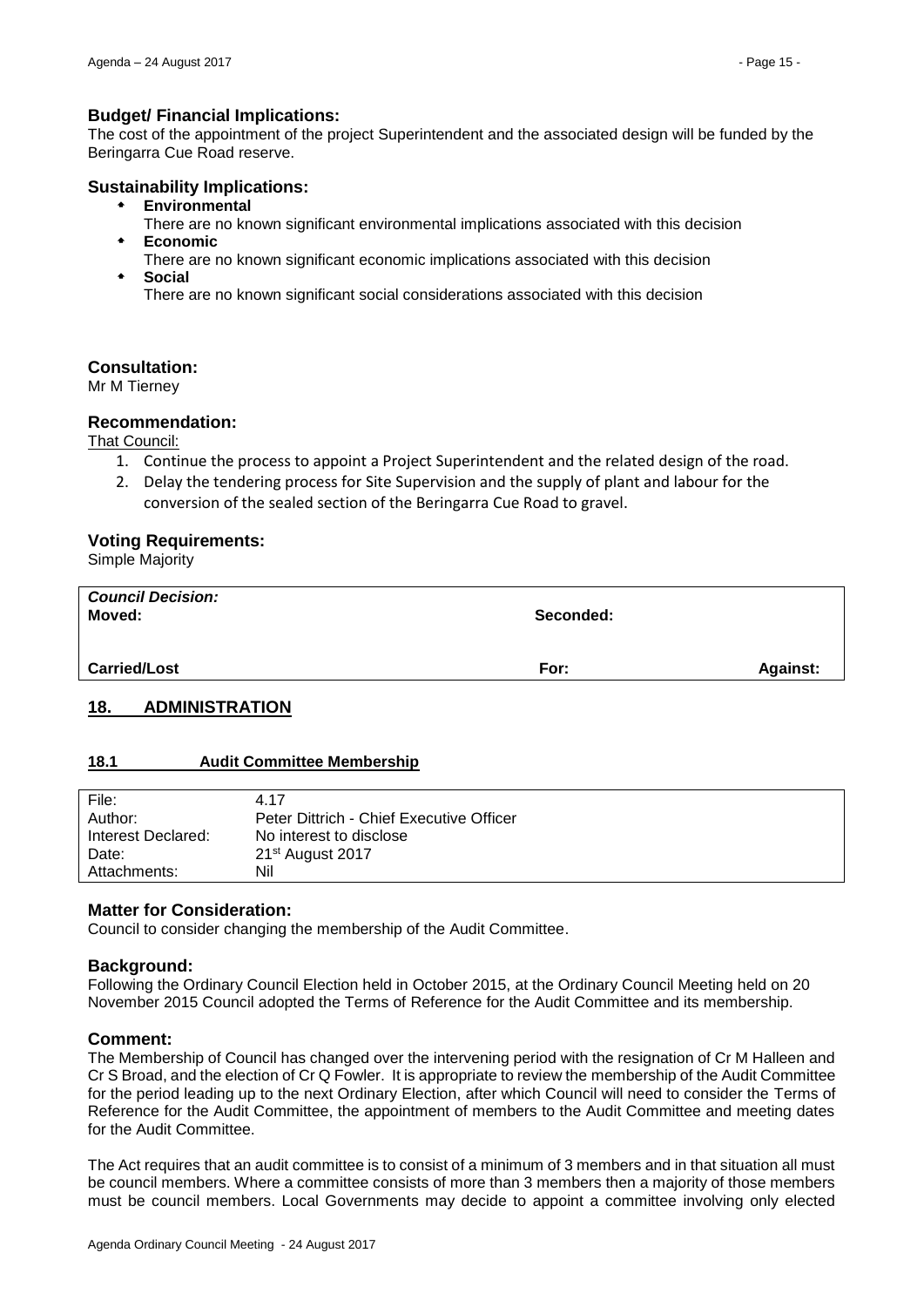### Budget/ Financial Implications:

The cost of the appointment of the project Superintendent and the associated design will be funded by the Beringarra Cue Road reserve.

### Sustainability Implications:

- **Environmental**
  There are no known significant environmental implications associated with this decision
- **Economic**
  There are no known significant economic implications associated with this decision
- **Social**
  There are no known significant social considerations associated with this decision

### Consultation:

Mr M Tierney

### Recommendation:

That Council:

1. Continue the process to appoint a Project Superintendent and the related design of the road.
2. Delay the tendering process for Site Supervision and the supply of plant and labour for the conversion of the sealed section of the Beringarra Cue Road to gravel.

### Voting Requirements:

Simple Majority

| ***Council Decision:*** **Moved:** | **Seconded:** | |
|---|---|---|
| **Carried/Lost** | **For:** | **Against:** |

## 18. ADMINISTRATION

### 18.1 Audit Committee Membership

| | |
|---|---|
| File: | 4.17 |
| Author: | Peter Dittrich - Chief Executive Officer |
| Interest Declared: | No interest to disclose |
| Date: | 21st August 2017 |
| Attachments: | Nil |

### Matter for Consideration:

Council to consider changing the membership of the Audit Committee.

### Background:

Following the Ordinary Council Election held in October 2015, at the Ordinary Council Meeting held on 20 November 2015 Council adopted the Terms of Reference for the Audit Committee and its membership.

### Comment:

The Membership of Council has changed over the intervening period with the resignation of Cr M Halleen and Cr S Broad, and the election of Cr Q Fowler. It is appropriate to review the membership of the Audit Committee for the period leading up to the next Ordinary Election, after which Council will need to consider the Terms of Reference for the Audit Committee, the appointment of members to the Audit Committee and meeting dates for the Audit Committee.

The Act requires that an audit committee is to consist of a minimum of 3 members and in that situation all must be council members. Where a committee consists of more than 3 members then a majority of those members must be council members. Local Governments may decide to appoint a committee involving only elected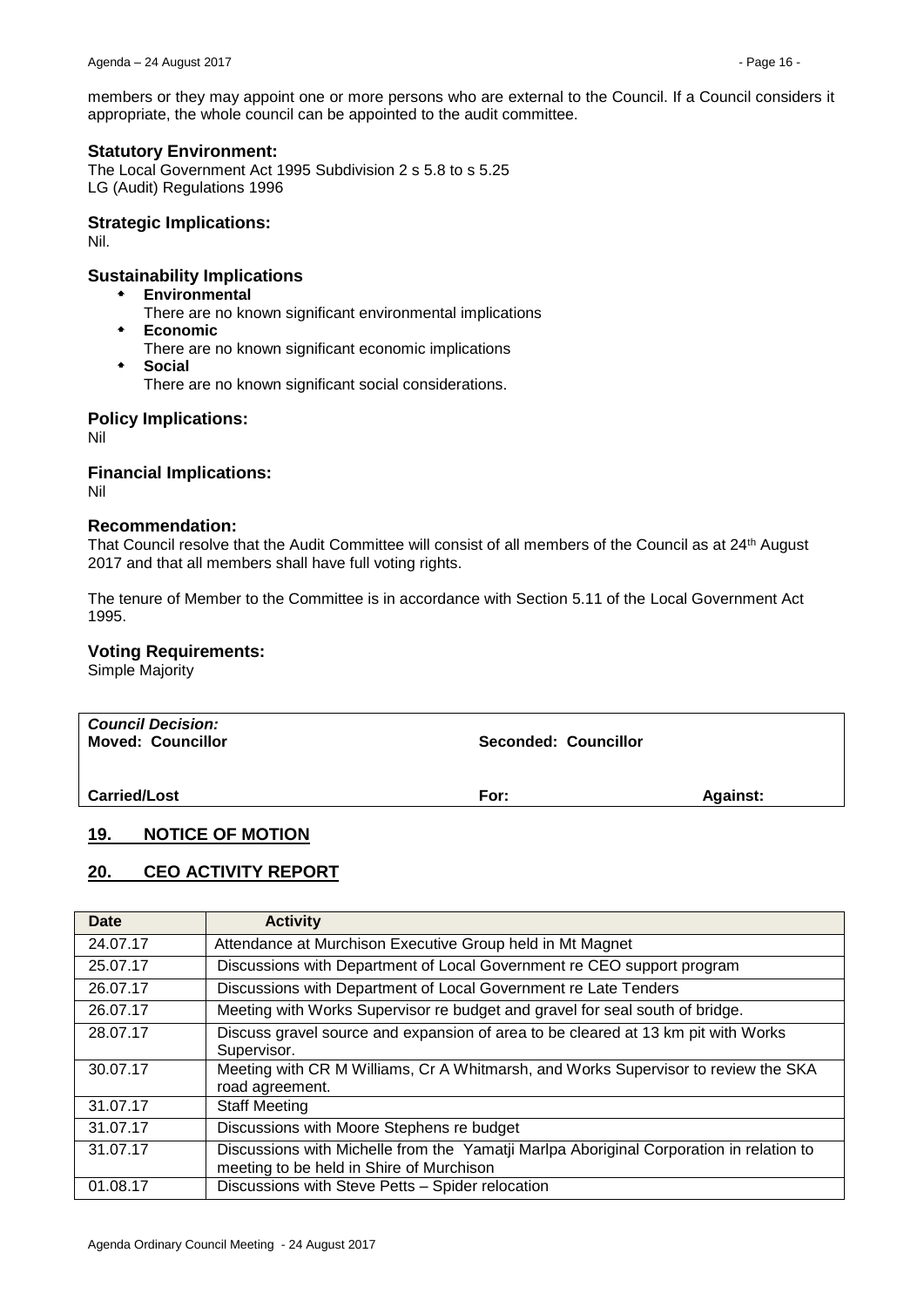members or they may appoint one or more persons who are external to the Council. If a Council considers it appropriate, the whole council can be appointed to the audit committee.

### Statutory Environment:

The Local Government Act 1995 Subdivision 2 s 5.8 to s 5.25
LG (Audit) Regulations 1996

### Strategic Implications:

Nil.

### Sustainability Implications

- **Environmental**
  There are no known significant environmental implications
- **Economic**
  There are no known significant economic implications
- **Social**
  There are no known significant social considerations.

### Policy Implications:

Nil

### Financial Implications:

Nil

### Recommendation:

That Council resolve that the Audit Committee will consist of all members of the Council as at 24th August 2017 and that all members shall have full voting rights.

The tenure of Member to the Committee is in accordance with Section 5.11 of the Local Government Act 1995.

### Voting Requirements:

Simple Majority

| ***Council Decision:*** **Moved: Councillor** | **Seconded: Councillor** | |
|---|---|---|
| **Carried/Lost** | **For:** | **Against:** |

## 19. NOTICE OF MOTION

## 20. CEO ACTIVITY REPORT

| Date | Activity |
|---|---|
| 24.07.17 | Attendance at Murchison Executive Group held in Mt Magnet |
| 25.07.17 | Discussions with Department of Local Government re CEO support program |
| 26.07.17 | Discussions with Department of Local Government re Late Tenders |
| 26.07.17 | Meeting with Works Supervisor re budget and gravel for seal south of bridge. |
| 28.07.17 | Discuss gravel source and expansion of area to be cleared at 13 km pit with Works Supervisor. |
| 30.07.17 | Meeting with CR M Williams, Cr A Whitmarsh, and Works Supervisor to review the SKA road agreement. |
| 31.07.17 | Staff Meeting |
| 31.07.17 | Discussions with Moore Stephens re budget |
| 31.07.17 | Discussions with Michelle from the Yamatji Marlpa Aboriginal Corporation in relation to meeting to be held in Shire of Murchison |
| 01.08.17 | Discussions with Steve Petts – Spider relocation |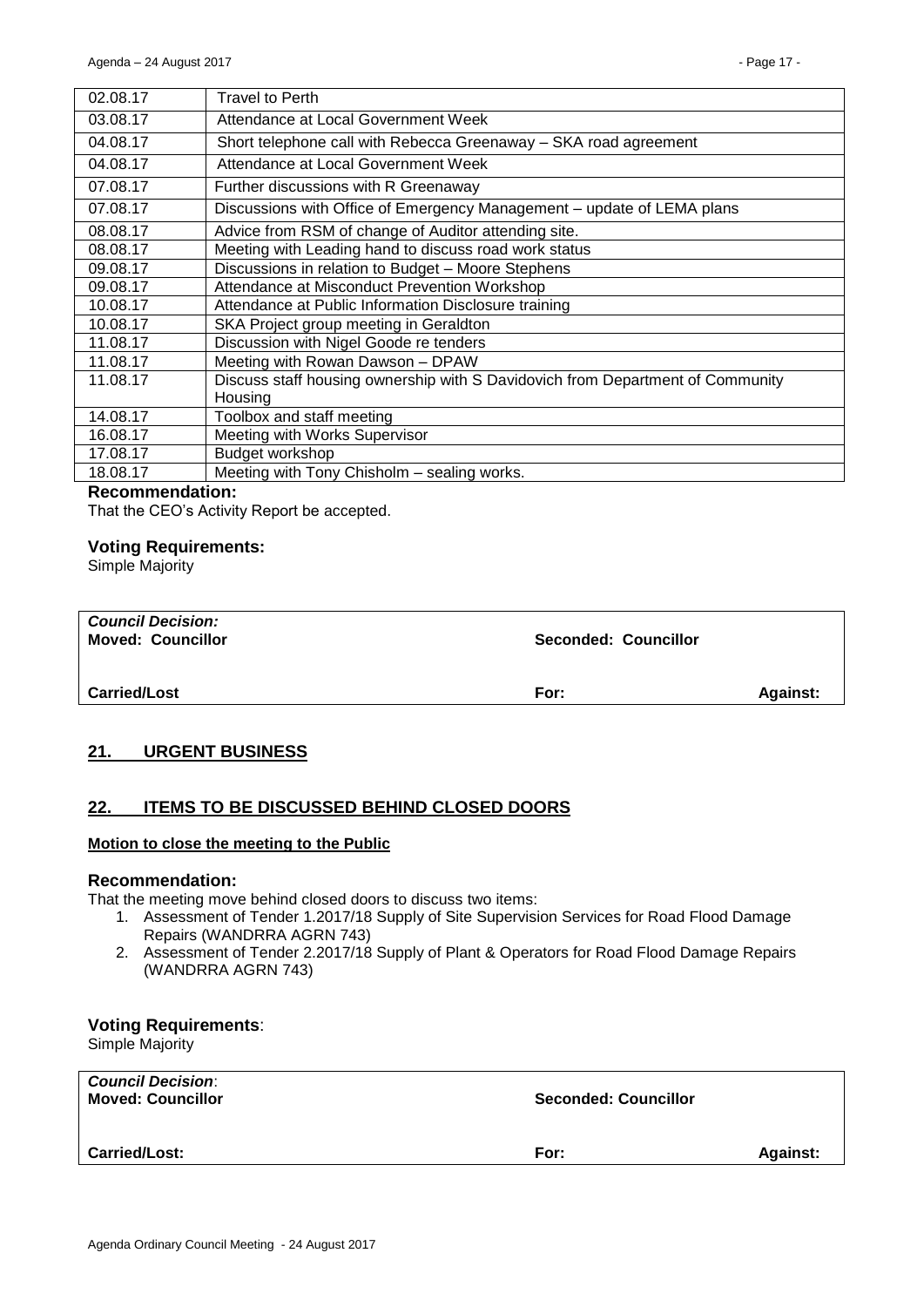| | |
|---|---|
| 02.08.17 | Travel to Perth |
| 03.08.17 | Attendance at Local Government Week |
| 04.08.17 | Short telephone call with Rebecca Greenaway – SKA road agreement |
| 04.08.17 | Attendance at Local Government Week |
| 07.08.17 | Further discussions with R Greenaway |
| 07.08.17 | Discussions with Office of Emergency Management – update of LEMA plans |
| 08.08.17 | Advice from RSM of change of Auditor attending site. |
| 08.08.17 | Meeting with Leading hand to discuss road work status |
| 09.08.17 | Discussions in relation to Budget – Moore Stephens |
| 09.08.17 | Attendance at Misconduct Prevention Workshop |
| 10.08.17 | Attendance at Public Information Disclosure training |
| 10.08.17 | SKA Project group meeting in Geraldton |
| 11.08.17 | Discussion with Nigel Goode re tenders |
| 11.08.17 | Meeting with Rowan Dawson – DPAW |
| 11.08.17 | Discuss staff housing ownership with S Davidovich from Department of Community Housing |
| 14.08.17 | Toolbox and staff meeting |
| 16.08.17 | Meeting with Works Supervisor |
| 17.08.17 | Budget workshop |
| 18.08.17 | Meeting with Tony Chisholm – sealing works. |

### Recommendation:

That the CEO's Activity Report be accepted.

### Voting Requirements:

Simple Majority

| | | |
|---|---|---|
| ***Council Decision:*** **Moved: Councillor** | **Seconded: Councillor** | |
| **Carried/Lost** | **For:** | **Against:** |

## 21. URGENT BUSINESS

## 22. ITEMS TO BE DISCUSSED BEHIND CLOSED DOORS

**Motion to close the meeting to the Public**

### Recommendation:

That the meeting move behind closed doors to discuss two items:

1. Assessment of Tender 1.2017/18 Supply of Site Supervision Services for Road Flood Damage Repairs (WANDRRA AGRN 743)
2. Assessment of Tender 2.2017/18 Supply of Plant & Operators for Road Flood Damage Repairs (WANDRRA AGRN 743)

### Voting Requirements:

Simple Majority

| | | |
|---|---|---|
| ***Council Decision*:** **Moved: Councillor** | **Seconded: Councillor** | |
| **Carried/Lost:** | **For:** | **Against:** |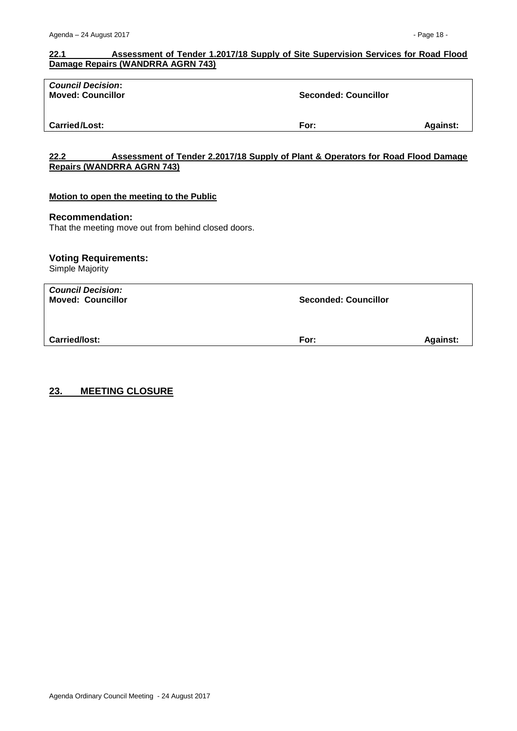## 22.1 Assessment of Tender 1.2017/18 Supply of Site Supervision Services for Road Flood Damage Repairs (WANDRRA AGRN 743)

| | | |
|---|---|---|
| ***Council Decision*:** | | |
| **Moved: Councillor** | **Seconded: Councillor** | |
| **Carried/Lost:** | **For:** | **Against:** |

## 22.2 Assessment of Tender 2.2017/18 Supply of Plant & Operators for Road Flood Damage Repairs (WANDRRA AGRN 743)

**Motion to open the meeting to the Public**

### Recommendation:

That the meeting move out from behind closed doors.

### Voting Requirements:

Simple Majority

| | | |
|---|---|---|
| ***Council Decision:*** | | |
| **Moved: Councillor** | **Seconded: Councillor** | |
| **Carried/lost:** | **For:** | **Against:** |

## 23. MEETING CLOSURE